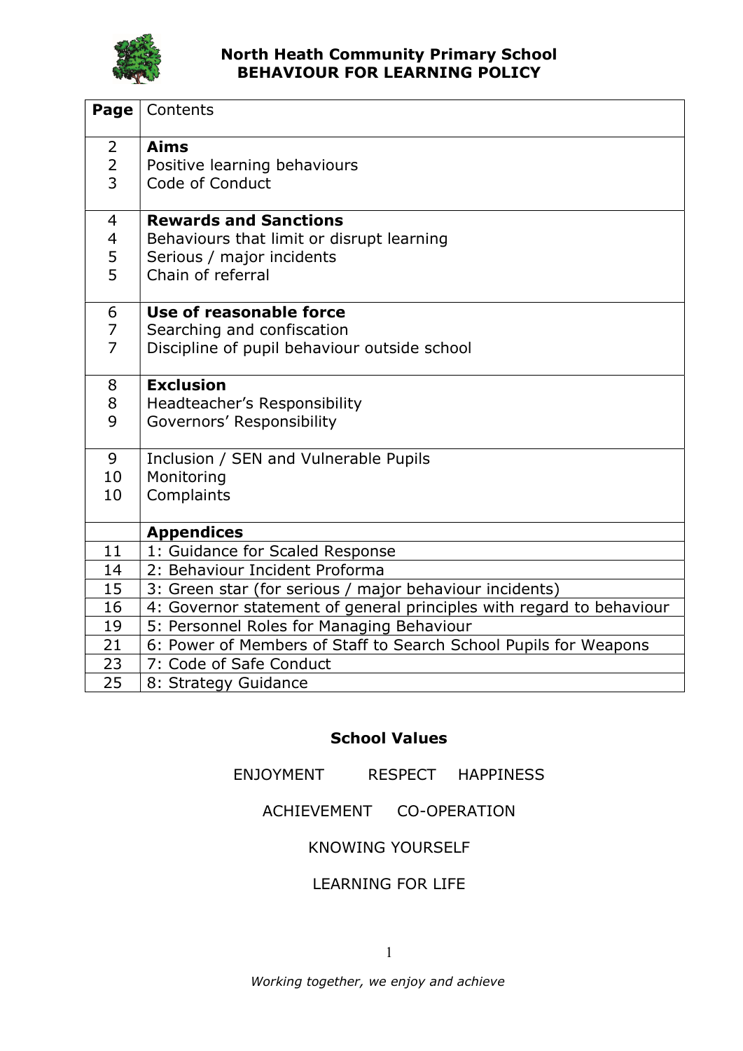# North Heath Community Primary School
# BEHAVIOUR FOR LEARNING POLICY

| **Page** | Contents |
|---|---|
| 2 | **Aims** |
| 2 | Positive learning behaviours |
| 3 | Code of Conduct |
| 4 | **Rewards and Sanctions** |
| 4 | Behaviours that limit or disrupt learning |
| 5 | Serious / major incidents |
| 5 | Chain of referral |
| 6 | **Use of reasonable force** |
| 7 | Searching and confiscation |
| 7 | Discipline of pupil behaviour outside school |
| 8 | **Exclusion** |
| 8 | Headteacher's Responsibility |
| 9 | Governors' Responsibility |
| 9 | Inclusion / SEN and Vulnerable Pupils |
| 10 | Monitoring |
| 10 | Complaints |
| | **Appendices** |
| 11 | 1: Guidance for Scaled Response |
| 14 | 2: Behaviour Incident Proforma |
| 15 | 3: Green star (for serious / major behaviour incidents) |
| 16 | 4: Governor statement of general principles with regard to behaviour |
| 19 | 5: Personnel Roles for Managing Behaviour |
| 21 | 6: Power of Members of Staff to Search School Pupils for Weapons |
| 23 | 7: Code of Safe Conduct |
| 25 | 8: Strategy Guidance |

## School Values

ENJOYMENT RESPECT HAPPINESS

ACHIEVEMENT CO-OPERATION

KNOWING YOURSELF

LEARNING FOR LIFE

*Working together, we enjoy and achieve*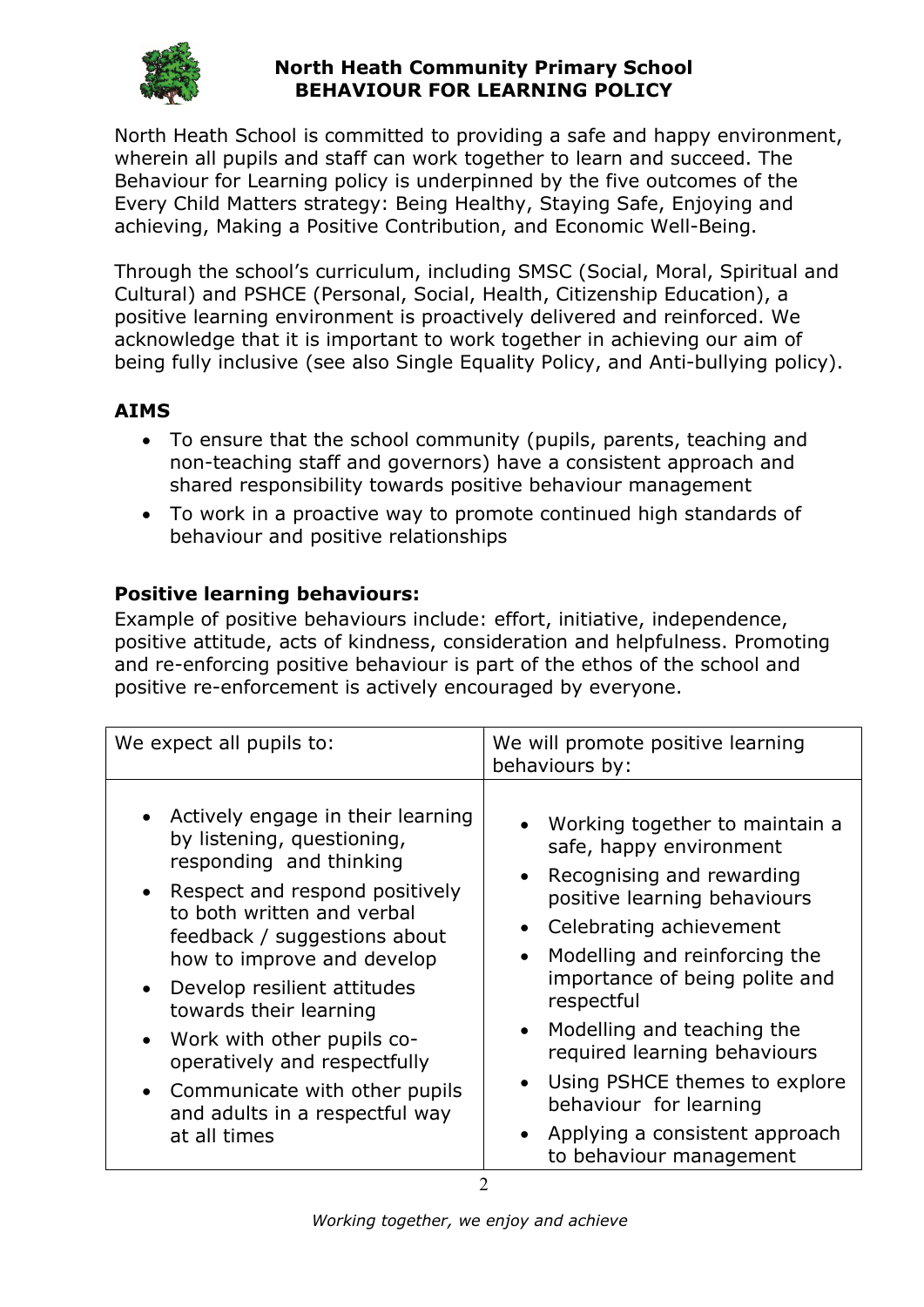**North Heath Community Primary School**
**BEHAVIOUR FOR LEARNING POLICY**

North Heath School is committed to providing a safe and happy environment, wherein all pupils and staff can work together to learn and succeed. The Behaviour for Learning policy is underpinned by the five outcomes of the Every Child Matters strategy: Being Healthy, Staying Safe, Enjoying and achieving, Making a Positive Contribution, and Economic Well-Being.

Through the school's curriculum, including SMSC (Social, Moral, Spiritual and Cultural) and PSHCE (Personal, Social, Health, Citizenship Education), a positive learning environment is proactively delivered and reinforced. We acknowledge that it is important to work together in achieving our aim of being fully inclusive (see also Single Equality Policy, and Anti-bullying policy).

## AIMS

- To ensure that the school community (pupils, parents, teaching and non-teaching staff and governors) have a consistent approach and shared responsibility towards positive behaviour management
- To work in a proactive way to promote continued high standards of behaviour and positive relationships

## Positive learning behaviours:

Example of positive behaviours include: effort, initiative, independence, positive attitude, acts of kindness, consideration and helpfulness. Promoting and re-enforcing positive behaviour is part of the ethos of the school and positive re-enforcement is actively encouraged by everyone.

| We expect all pupils to: | We will promote positive learning behaviours by: |
|---|---|
| • Actively engage in their learning by listening, questioning, responding and thinking<br>• Respect and respond positively to both written and verbal feedback / suggestions about how to improve and develop<br>• Develop resilient attitudes towards their learning<br>• Work with other pupils co-operatively and respectfully<br>• Communicate with other pupils and adults in a respectful way at all times | • Working together to maintain a safe, happy environment<br>• Recognising and rewarding positive learning behaviours<br>• Celebrating achievement<br>• Modelling and reinforcing the importance of being polite and respectful<br>• Modelling and teaching the required learning behaviours<br>• Using PSHCE themes to explore behaviour for learning<br>• Applying a consistent approach to behaviour management |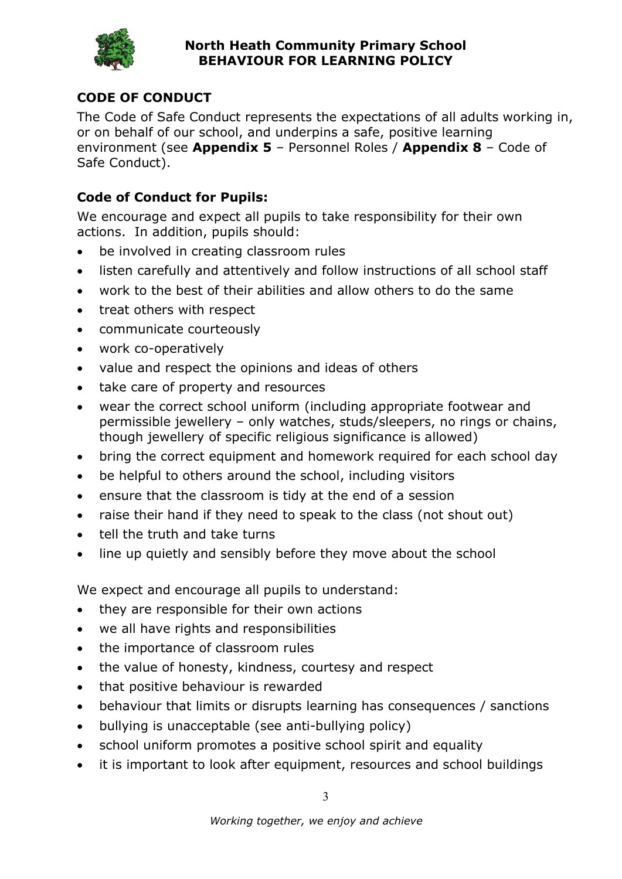## CODE OF CONDUCT

The Code of Safe Conduct represents the expectations of all adults working in, or on behalf of our school, and underpins a safe, positive learning environment (see **Appendix 5** – Personnel Roles / **Appendix 8** – Code of Safe Conduct).

### Code of Conduct for Pupils:

We encourage and expect all pupils to take responsibility for their own actions. In addition, pupils should:

- be involved in creating classroom rules
- listen carefully and attentively and follow instructions of all school staff
- work to the best of their abilities and allow others to do the same
- treat others with respect
- communicate courteously
- work co-operatively
- value and respect the opinions and ideas of others
- take care of property and resources
- wear the correct school uniform (including appropriate footwear and permissible jewellery – only watches, studs/sleepers, no rings or chains, though jewellery of specific religious significance is allowed)
- bring the correct equipment and homework required for each school day
- be helpful to others around the school, including visitors
- ensure that the classroom is tidy at the end of a session
- raise their hand if they need to speak to the class (not shout out)
- tell the truth and take turns
- line up quietly and sensibly before they move about the school

We expect and encourage all pupils to understand:

- they are responsible for their own actions
- we all have rights and responsibilities
- the importance of classroom rules
- the value of honesty, kindness, courtesy and respect
- that positive behaviour is rewarded
- behaviour that limits or disrupts learning has consequences / sanctions
- bullying is unacceptable (see anti-bullying policy)
- school uniform promotes a positive school spirit and equality
- it is important to look after equipment, resources and school buildings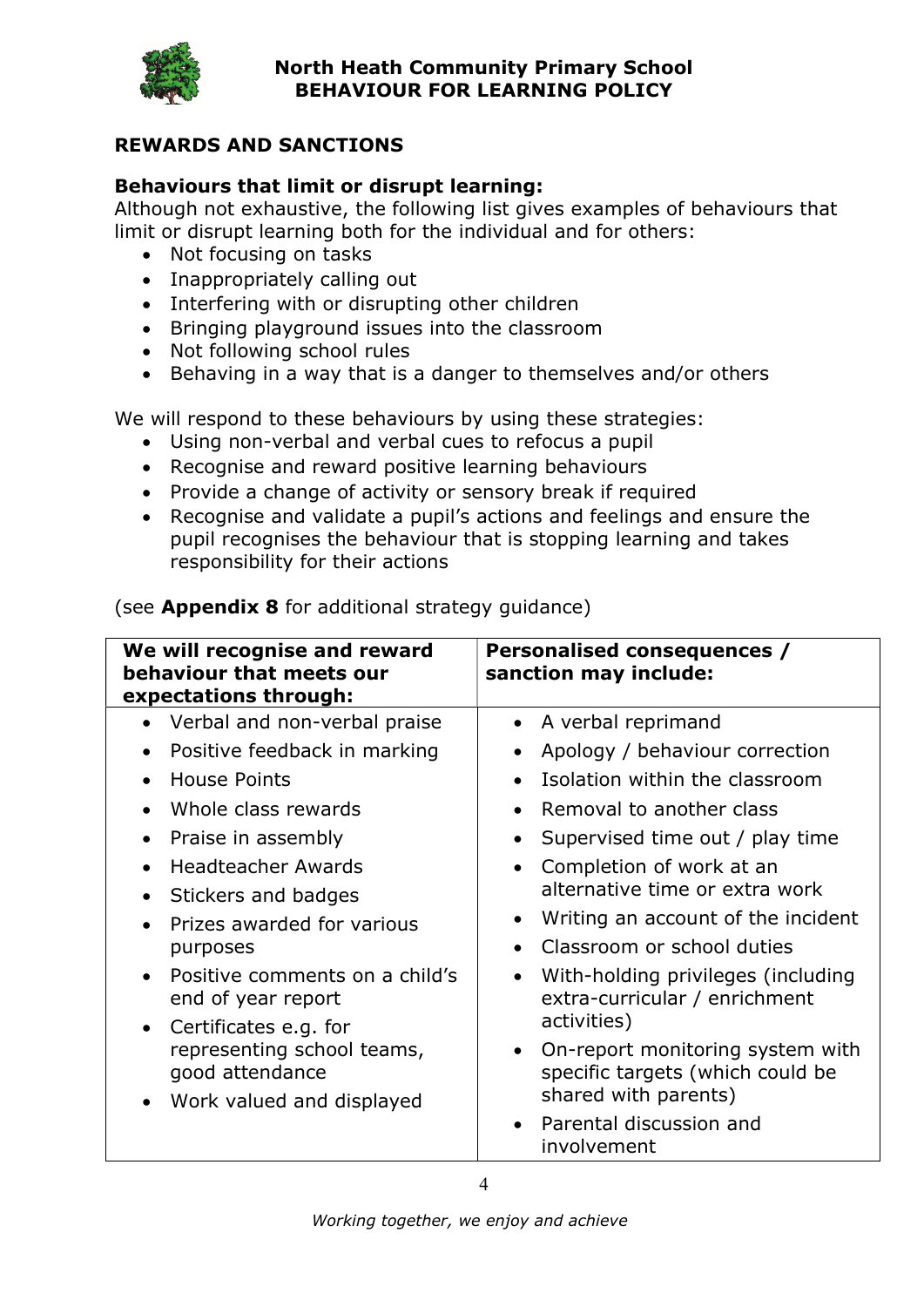## REWARDS AND SANCTIONS

### Behaviours that limit or disrupt learning:

Although not exhaustive, the following list gives examples of behaviours that limit or disrupt learning both for the individual and for others:

- Not focusing on tasks
- Inappropriately calling out
- Interfering with or disrupting other children
- Bringing playground issues into the classroom
- Not following school rules
- Behaving in a way that is a danger to themselves and/or others

We will respond to these behaviours by using these strategies:

- Using non-verbal and verbal cues to refocus a pupil
- Recognise and reward positive learning behaviours
- Provide a change of activity or sensory break if required
- Recognise and validate a pupil's actions and feelings and ensure the pupil recognises the behaviour that is stopping learning and takes responsibility for their actions

(see **Appendix 8** for additional strategy guidance)

| **We will recognise and reward behaviour that meets our expectations through:** | **Personalised consequences / sanction may include:** |
|---|---|
| • Verbal and non-verbal praise<br>• Positive feedback in marking<br>• House Points<br>• Whole class rewards<br>• Praise in assembly<br>• Headteacher Awards<br>• Stickers and badges<br>• Prizes awarded for various purposes<br>• Positive comments on a child's end of year report<br>• Certificates e.g. for representing school teams, good attendance<br>• Work valued and displayed | • A verbal reprimand<br>• Apology / behaviour correction<br>• Isolation within the classroom<br>• Removal to another class<br>• Supervised time out / play time<br>• Completion of work at an alternative time or extra work<br>• Writing an account of the incident<br>• Classroom or school duties<br>• With-holding privileges (including extra-curricular / enrichment activities)<br>• On-report monitoring system with specific targets (which could be shared with parents)<br>• Parental discussion and involvement |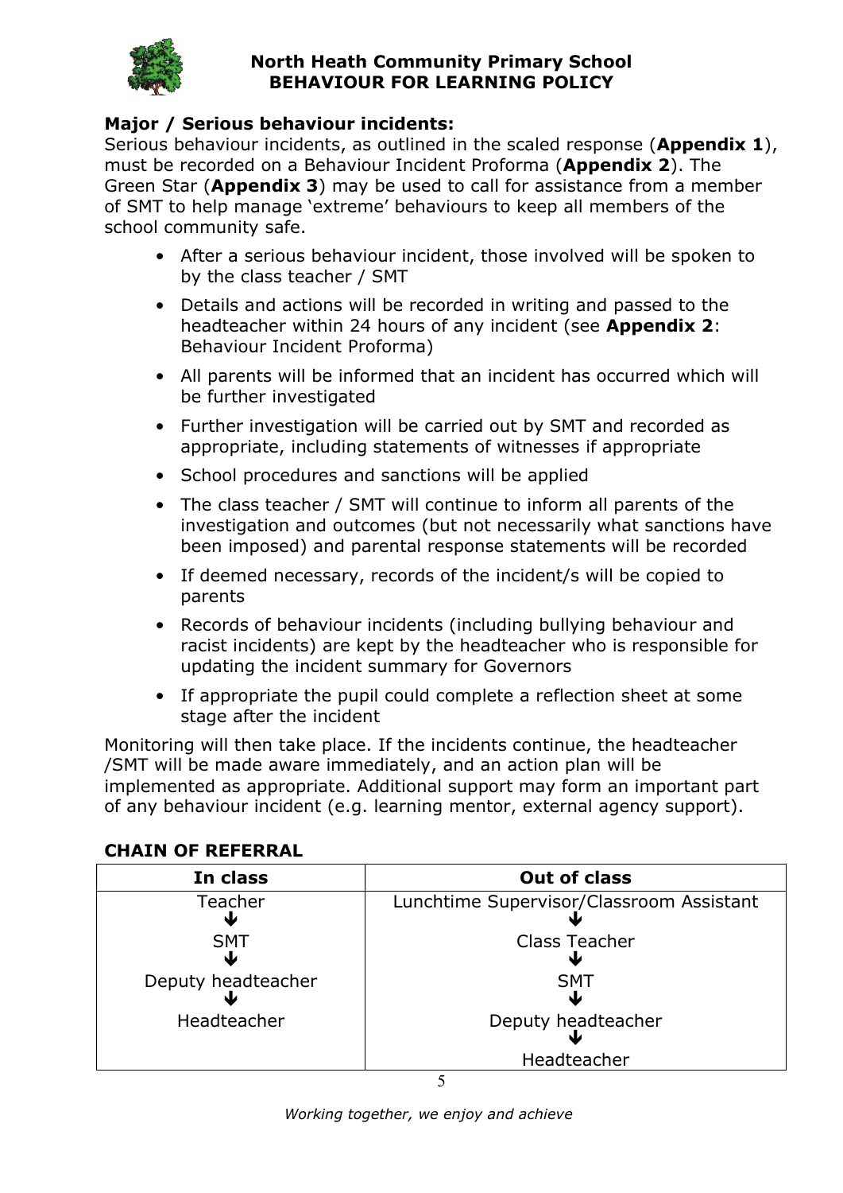### Major / Serious behaviour incidents:

Serious behaviour incidents, as outlined in the scaled response (**Appendix 1**), must be recorded on a Behaviour Incident Proforma (**Appendix 2**). The Green Star (**Appendix 3**) may be used to call for assistance from a member of SMT to help manage 'extreme' behaviours to keep all members of the school community safe.

- After a serious behaviour incident, those involved will be spoken to by the class teacher / SMT
- Details and actions will be recorded in writing and passed to the headteacher within 24 hours of any incident (see **Appendix 2**: Behaviour Incident Proforma)
- All parents will be informed that an incident has occurred which will be further investigated
- Further investigation will be carried out by SMT and recorded as appropriate, including statements of witnesses if appropriate
- School procedures and sanctions will be applied
- The class teacher / SMT will continue to inform all parents of the investigation and outcomes (but not necessarily what sanctions have been imposed) and parental response statements will be recorded
- If deemed necessary, records of the incident/s will be copied to parents
- Records of behaviour incidents (including bullying behaviour and racist incidents) are kept by the headteacher who is responsible for updating the incident summary for Governors
- If appropriate the pupil could complete a reflection sheet at some stage after the incident

Monitoring will then take place. If the incidents continue, the headteacher /SMT will be made aware immediately, and an action plan will be implemented as appropriate. Additional support may form an important part of any behaviour incident (e.g. learning mentor, external agency support).

### CHAIN OF REFERRAL

| In class | Out of class |
|---|---|
| Teacher<br>↓<br>SMT<br>↓<br>Deputy headteacher<br>↓<br>Headteacher | Lunchtime Supervisor/Classroom Assistant<br>↓<br>Class Teacher<br>↓<br>SMT<br>↓<br>Deputy headteacher<br>↓<br>Headteacher |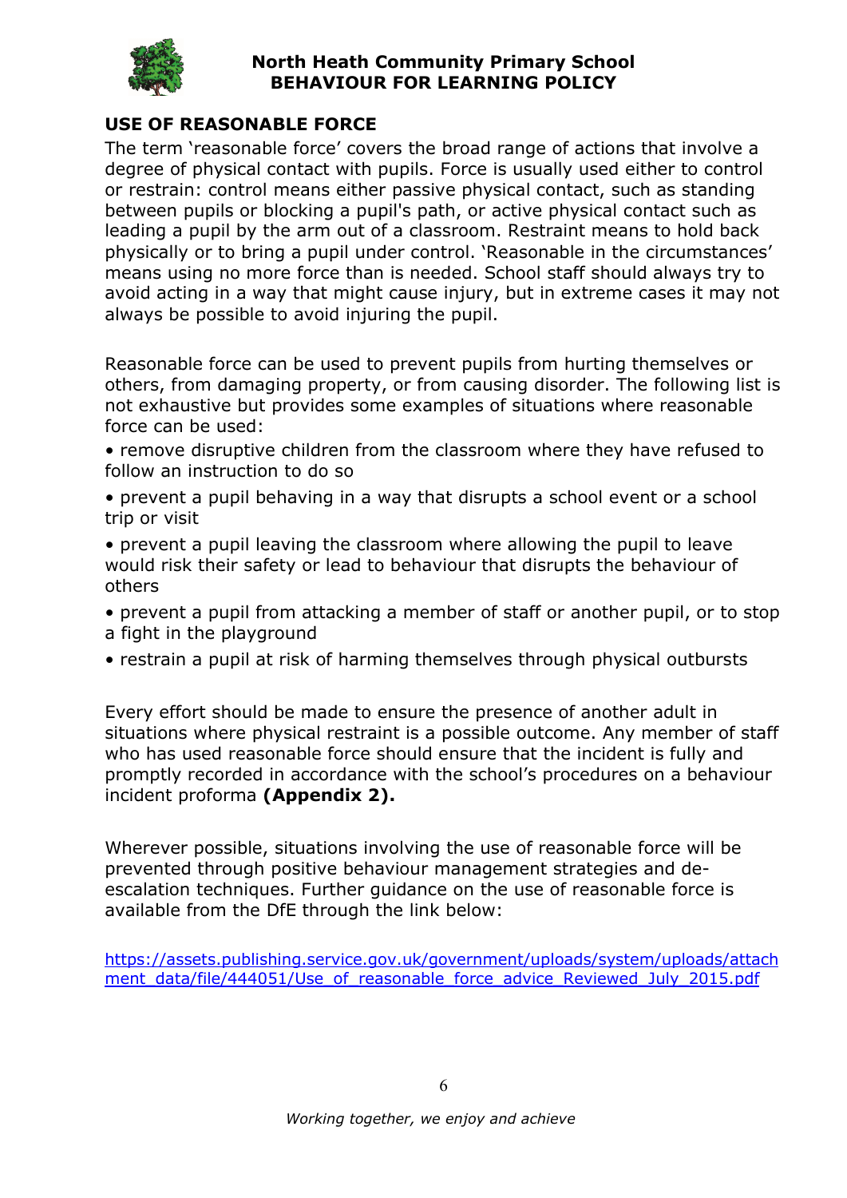## USE OF REASONABLE FORCE

The term 'reasonable force' covers the broad range of actions that involve a degree of physical contact with pupils. Force is usually used either to control or restrain: control means either passive physical contact, such as standing between pupils or blocking a pupil's path, or active physical contact such as leading a pupil by the arm out of a classroom. Restraint means to hold back physically or to bring a pupil under control. 'Reasonable in the circumstances' means using no more force than is needed. School staff should always try to avoid acting in a way that might cause injury, but in extreme cases it may not always be possible to avoid injuring the pupil.

Reasonable force can be used to prevent pupils from hurting themselves or others, from damaging property, or from causing disorder. The following list is not exhaustive but provides some examples of situations where reasonable force can be used:

- remove disruptive children from the classroom where they have refused to follow an instruction to do so
- prevent a pupil behaving in a way that disrupts a school event or a school trip or visit
- prevent a pupil leaving the classroom where allowing the pupil to leave would risk their safety or lead to behaviour that disrupts the behaviour of others
- prevent a pupil from attacking a member of staff or another pupil, or to stop a fight in the playground
- restrain a pupil at risk of harming themselves through physical outbursts

Every effort should be made to ensure the presence of another adult in situations where physical restraint is a possible outcome. Any member of staff who has used reasonable force should ensure that the incident is fully and promptly recorded in accordance with the school's procedures on a behaviour incident proforma **(Appendix 2).**

Wherever possible, situations involving the use of reasonable force will be prevented through positive behaviour management strategies and de-escalation techniques. Further guidance on the use of reasonable force is available from the DfE through the link below:

https://assets.publishing.service.gov.uk/government/uploads/system/uploads/attachment_data/file/444051/Use_of_reasonable_force_advice_Reviewed_July_2015.pdf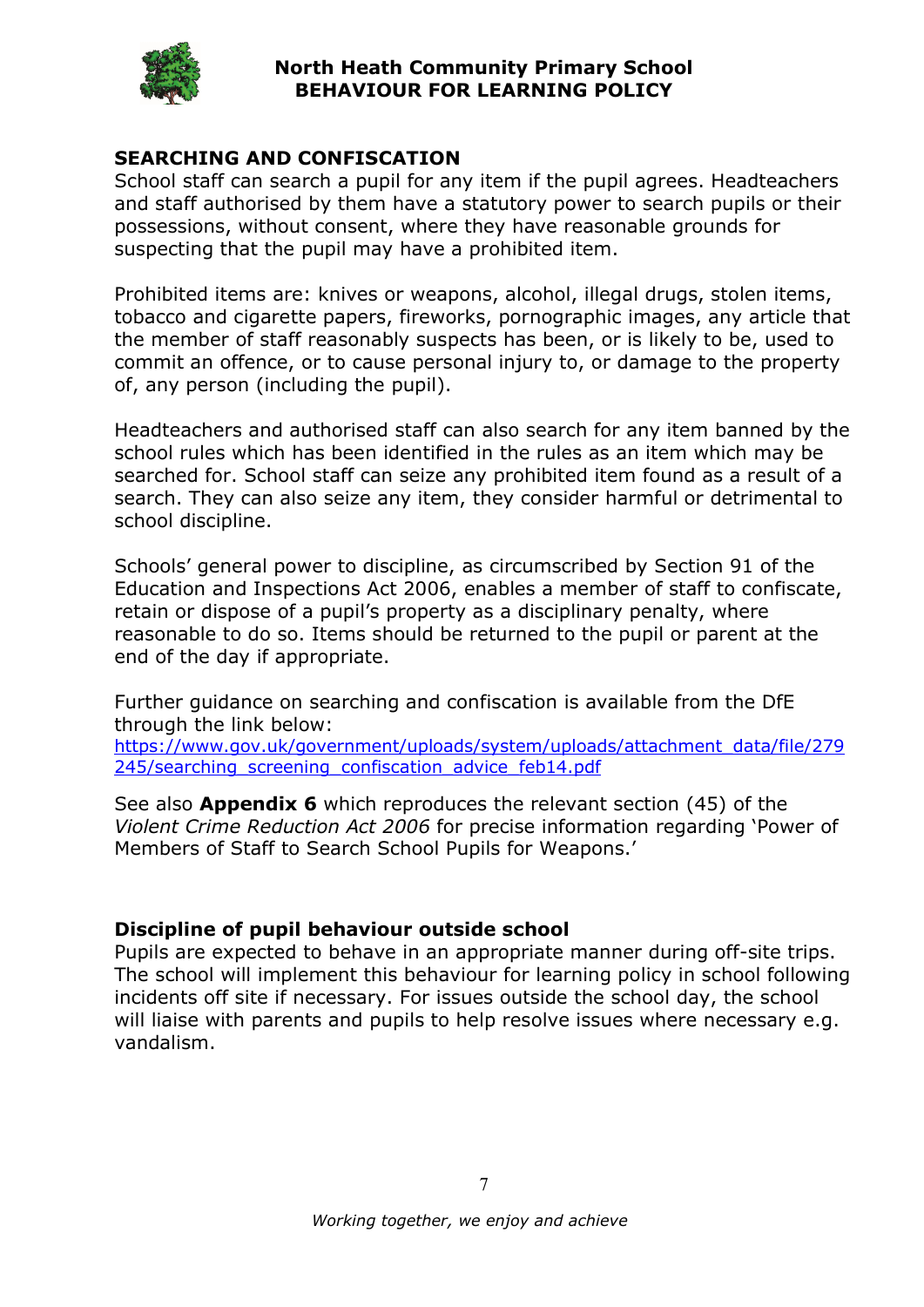## SEARCHING AND CONFISCATION

School staff can search a pupil for any item if the pupil agrees. Headteachers and staff authorised by them have a statutory power to search pupils or their possessions, without consent, where they have reasonable grounds for suspecting that the pupil may have a prohibited item.

Prohibited items are: knives or weapons, alcohol, illegal drugs, stolen items, tobacco and cigarette papers, fireworks, pornographic images, any article that the member of staff reasonably suspects has been, or is likely to be, used to commit an offence, or to cause personal injury to, or damage to the property of, any person (including the pupil).

Headteachers and authorised staff can also search for any item banned by the school rules which has been identified in the rules as an item which may be searched for. School staff can seize any prohibited item found as a result of a search. They can also seize any item, they consider harmful or detrimental to school discipline.

Schools' general power to discipline, as circumscribed by Section 91 of the Education and Inspections Act 2006, enables a member of staff to confiscate, retain or dispose of a pupil's property as a disciplinary penalty, where reasonable to do so. Items should be returned to the pupil or parent at the end of the day if appropriate.

Further guidance on searching and confiscation is available from the DfE through the link below:
https://www.gov.uk/government/uploads/system/uploads/attachment_data/file/279245/searching_screening_confiscation_advice_feb14.pdf

See also **Appendix 6** which reproduces the relevant section (45) of the *Violent Crime Reduction Act 2006* for precise information regarding 'Power of Members of Staff to Search School Pupils for Weapons.'

### Discipline of pupil behaviour outside school

Pupils are expected to behave in an appropriate manner during off-site trips. The school will implement this behaviour for learning policy in school following incidents off site if necessary. For issues outside the school day, the school will liaise with parents and pupils to help resolve issues where necessary e.g. vandalism.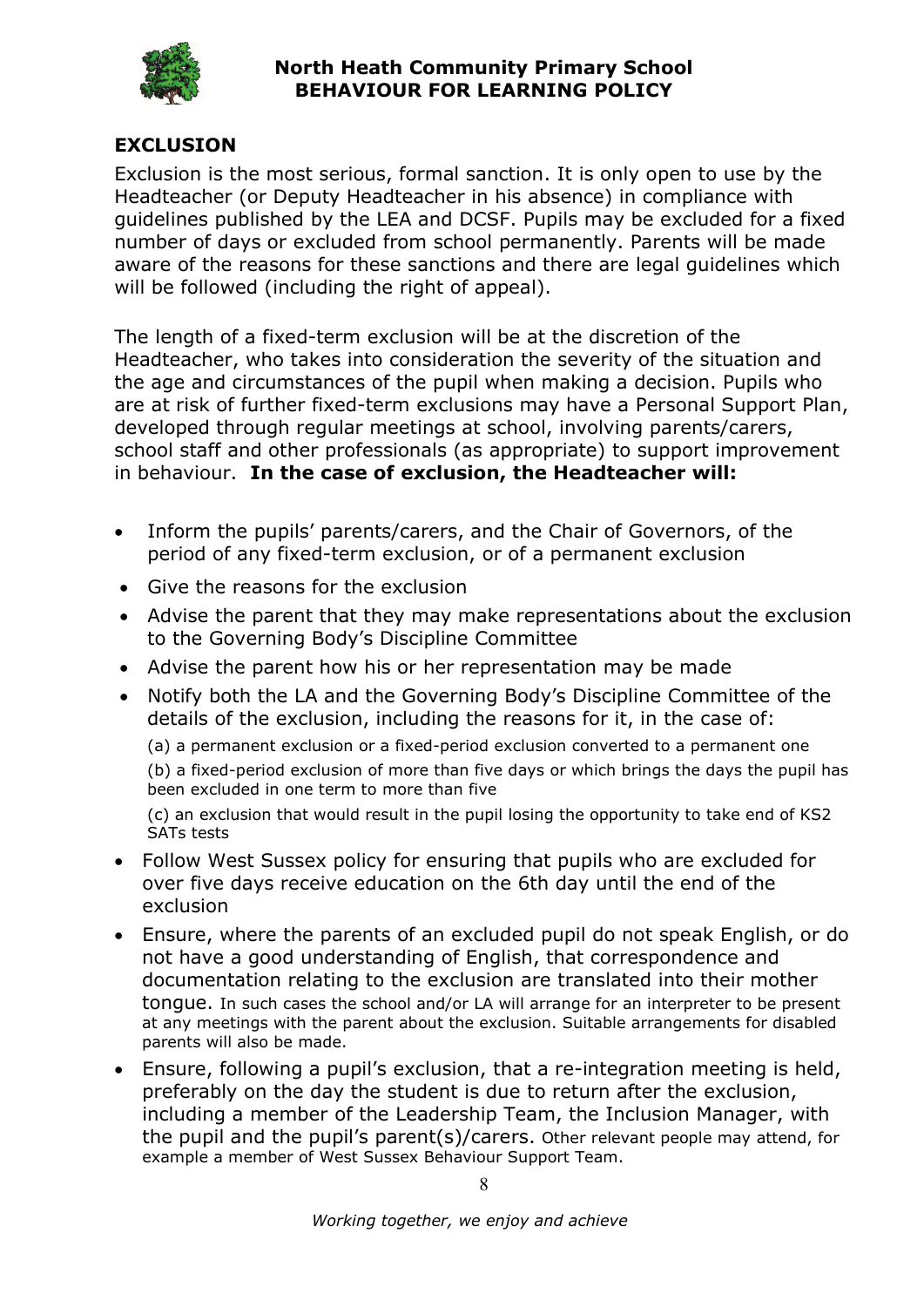## EXCLUSION

Exclusion is the most serious, formal sanction. It is only open to use by the Headteacher (or Deputy Headteacher in his absence) in compliance with guidelines published by the LEA and DCSF. Pupils may be excluded for a fixed number of days or excluded from school permanently. Parents will be made aware of the reasons for these sanctions and there are legal guidelines which will be followed (including the right of appeal).

The length of a fixed-term exclusion will be at the discretion of the Headteacher, who takes into consideration the severity of the situation and the age and circumstances of the pupil when making a decision. Pupils who are at risk of further fixed-term exclusions may have a Personal Support Plan, developed through regular meetings at school, involving parents/carers, school staff and other professionals (as appropriate) to support improvement in behaviour. **In the case of exclusion, the Headteacher will:**

- Inform the pupils' parents/carers, and the Chair of Governors, of the period of any fixed-term exclusion, or of a permanent exclusion
- Give the reasons for the exclusion
- Advise the parent that they may make representations about the exclusion to the Governing Body's Discipline Committee
- Advise the parent how his or her representation may be made
- Notify both the LA and the Governing Body's Discipline Committee of the details of the exclusion, including the reasons for it, in the case of:

  (a) a permanent exclusion or a fixed-period exclusion converted to a permanent one

  (b) a fixed-period exclusion of more than five days or which brings the days the pupil has been excluded in one term to more than five

  (c) an exclusion that would result in the pupil losing the opportunity to take end of KS2 SATs tests
- Follow West Sussex policy for ensuring that pupils who are excluded for over five days receive education on the 6th day until the end of the exclusion
- Ensure, where the parents of an excluded pupil do not speak English, or do not have a good understanding of English, that correspondence and documentation relating to the exclusion are translated into their mother tongue. In such cases the school and/or LA will arrange for an interpreter to be present at any meetings with the parent about the exclusion. Suitable arrangements for disabled parents will also be made.
- Ensure, following a pupil's exclusion, that a re-integration meeting is held, preferably on the day the student is due to return after the exclusion, including a member of the Leadership Team, the Inclusion Manager, with the pupil and the pupil's parent(s)/carers. Other relevant people may attend, for example a member of West Sussex Behaviour Support Team.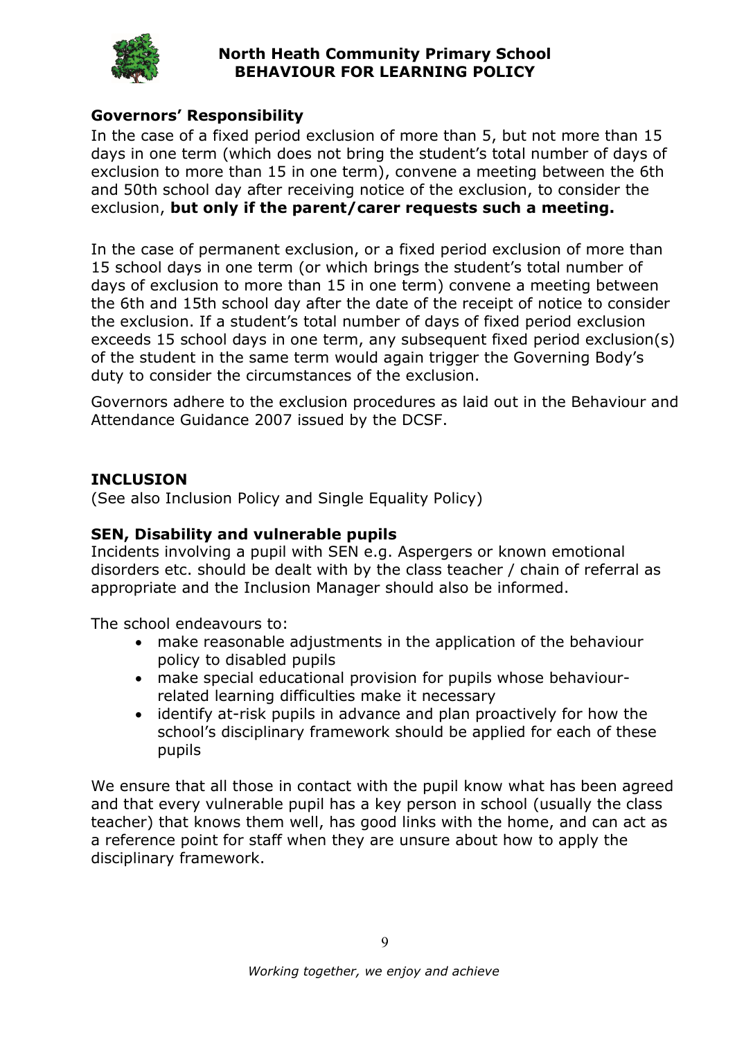## Governors' Responsibility

In the case of a fixed period exclusion of more than 5, but not more than 15 days in one term (which does not bring the student's total number of days of exclusion to more than 15 in one term), convene a meeting between the 6th and 50th school day after receiving notice of the exclusion, to consider the exclusion, **but only if the parent/carer requests such a meeting.**

In the case of permanent exclusion, or a fixed period exclusion of more than 15 school days in one term (or which brings the student's total number of days of exclusion to more than 15 in one term) convene a meeting between the 6th and 15th school day after the date of the receipt of notice to consider the exclusion. If a student's total number of days of fixed period exclusion exceeds 15 school days in one term, any subsequent fixed period exclusion(s) of the student in the same term would again trigger the Governing Body's duty to consider the circumstances of the exclusion.

Governors adhere to the exclusion procedures as laid out in the Behaviour and Attendance Guidance 2007 issued by the DCSF.

## INCLUSION

(See also Inclusion Policy and Single Equality Policy)

### SEN, Disability and vulnerable pupils

Incidents involving a pupil with SEN e.g. Aspergers or known emotional disorders etc. should be dealt with by the class teacher / chain of referral as appropriate and the Inclusion Manager should also be informed.

The school endeavours to:

- make reasonable adjustments in the application of the behaviour policy to disabled pupils
- make special educational provision for pupils whose behaviour-related learning difficulties make it necessary
- identify at-risk pupils in advance and plan proactively for how the school's disciplinary framework should be applied for each of these pupils

We ensure that all those in contact with the pupil know what has been agreed and that every vulnerable pupil has a key person in school (usually the class teacher) that knows them well, has good links with the home, and can act as a reference point for staff when they are unsure about how to apply the disciplinary framework.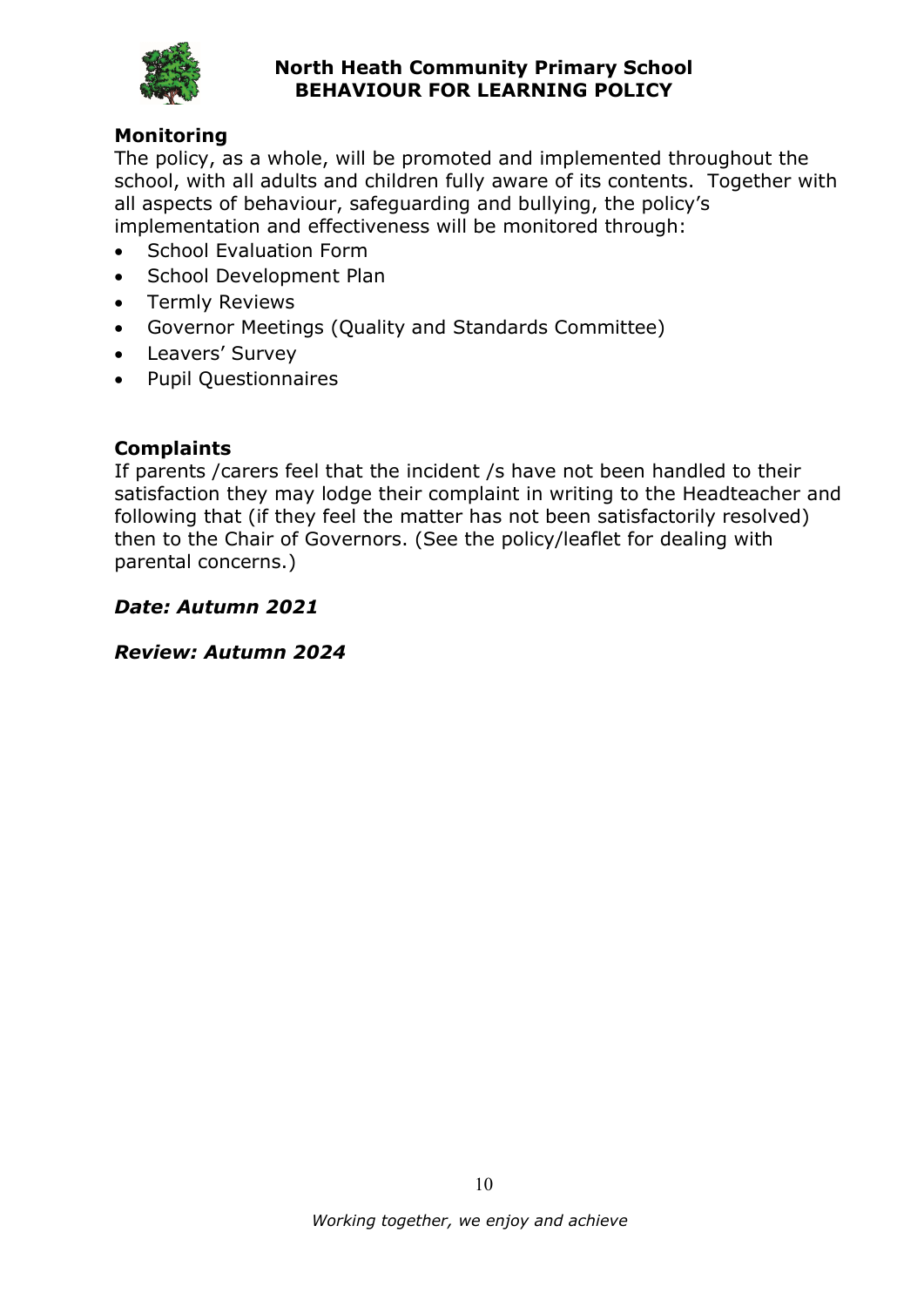## Monitoring

The policy, as a whole, will be promoted and implemented throughout the school, with all adults and children fully aware of its contents. Together with all aspects of behaviour, safeguarding and bullying, the policy's implementation and effectiveness will be monitored through:

- School Evaluation Form
- School Development Plan
- Termly Reviews
- Governor Meetings (Quality and Standards Committee)
- Leavers' Survey
- Pupil Questionnaires

## Complaints

If parents /carers feel that the incident /s have not been handled to their satisfaction they may lodge their complaint in writing to the Headteacher and following that (if they feel the matter has not been satisfactorily resolved) then to the Chair of Governors. (See the policy/leaflet for dealing with parental concerns.)

***Date: Autumn 2021***

***Review: Autumn 2024***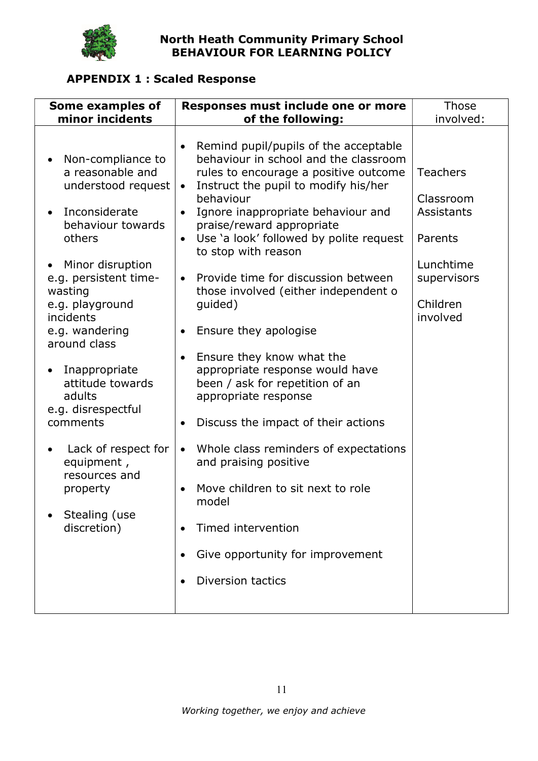## APPENDIX 1 : Scaled Response

| Some examples of minor incidents | Responses must include one or more of the following: | Those involved: |
|---|---|---|
| • Non-compliance to a reasonable and understood request<br><br>• Inconsiderate behaviour towards others<br><br>• Minor disruption<br>e.g. persistent time-wasting<br>e.g. playground incidents<br>e.g. wandering around class<br><br>• Inappropriate attitude towards adults<br>e.g. disrespectful comments<br><br>• Lack of respect for equipment , resources and property<br><br>• Stealing (use discretion) | • Remind pupil/pupils of the acceptable behaviour in school and the classroom rules to encourage a positive outcome<br>• Instruct the pupil to modify his/her behaviour<br>• Ignore inappropriate behaviour and praise/reward appropriate<br>• Use 'a look' followed by polite request to stop with reason<br><br>• Provide time for discussion between those involved (either independent o guided)<br><br>• Ensure they apologise<br><br>• Ensure they know what the appropriate response would have been / ask for repetition of an appropriate response<br><br>• Discuss the impact of their actions<br><br>• Whole class reminders of expectations and praising positive<br><br>• Move children to sit next to role model<br><br>• Timed intervention<br><br>• Give opportunity for improvement<br><br>• Diversion tactics | Teachers<br><br>Classroom Assistants<br><br>Parents<br><br>Lunchtime supervisors<br><br>Children involved |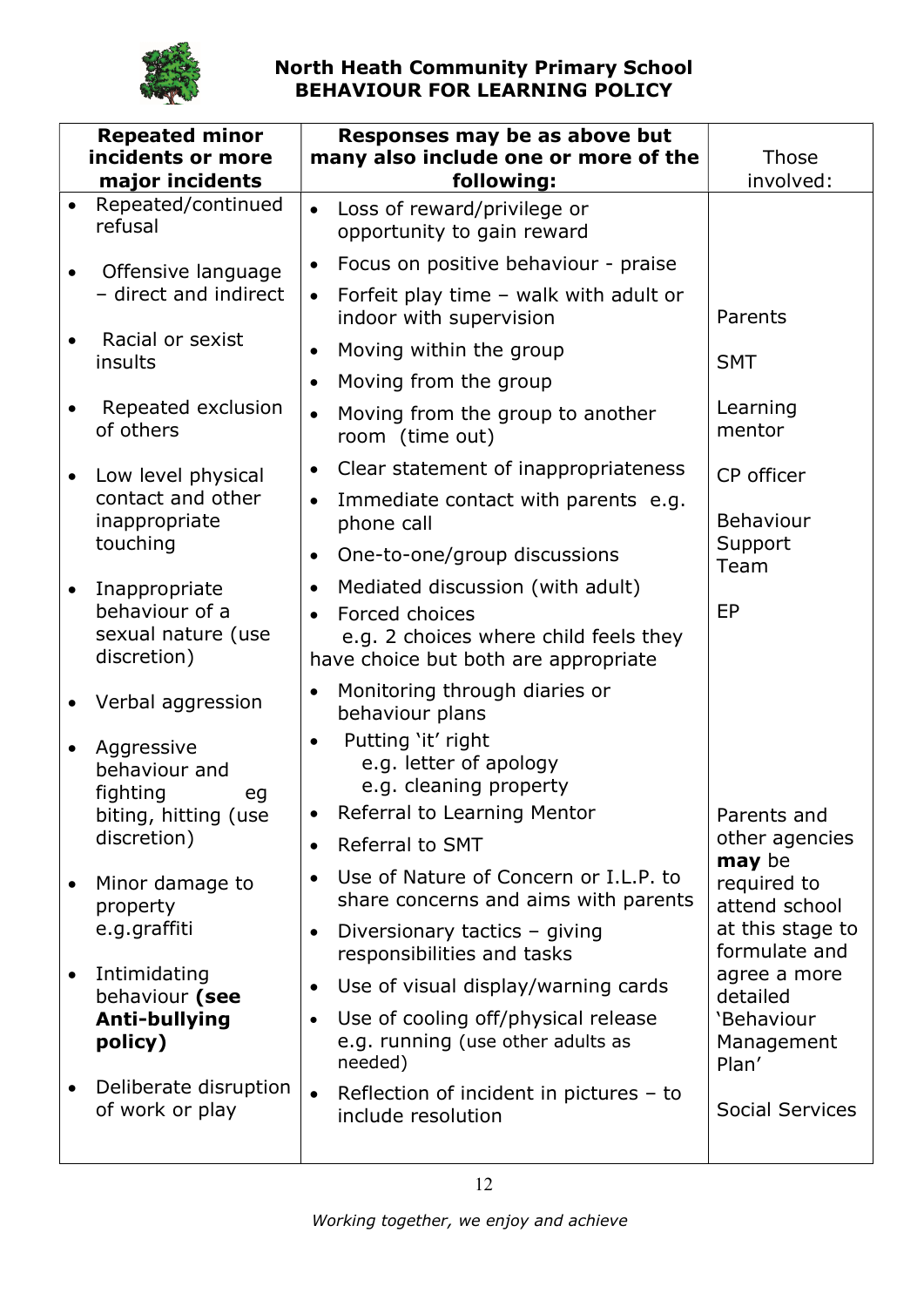**North Heath Community Primary School**
**BEHAVIOUR FOR LEARNING POLICY**

| **Repeated minor incidents or more major incidents** | **Responses may be as above but many also include one or more of the following:** | Those involved: |
|---|---|---|
| • Repeated/continued refusal<br>• Offensive language – direct and indirect<br>• Racial or sexist insults<br>• Repeated exclusion of others<br>• Low level physical contact and other inappropriate touching<br>• Inappropriate behaviour of a sexual nature (use discretion)<br>• Verbal aggression<br>• Aggressive behaviour and fighting eg biting, hitting (use discretion)<br>• Minor damage to property e.g.graffiti<br>• Intimidating behaviour **(see Anti-bullying policy)**<br>• Deliberate disruption of work or play | • Loss of reward/privilege or opportunity to gain reward<br>• Focus on positive behaviour - praise<br>• Forfeit play time – walk with adult or indoor with supervision<br>• Moving within the group<br>• Moving from the group<br>• Moving from the group to another room (time out)<br>• Clear statement of inappropriateness<br>• Immediate contact with parents e.g. phone call<br>• One-to-one/group discussions<br>• Mediated discussion (with adult)<br>• Forced choices e.g. 2 choices where child feels they have choice but both are appropriate<br>• Monitoring through diaries or behaviour plans<br>• Putting 'it' right e.g. letter of apology e.g. cleaning property<br>• Referral to Learning Mentor<br>• Referral to SMT<br>• Use of Nature of Concern or I.L.P. to share concerns and aims with parents<br>• Diversionary tactics – giving responsibilities and tasks<br>• Use of visual display/warning cards<br>• Use of cooling off/physical release e.g. running (use other adults as needed)<br>• Reflection of incident in pictures – to include resolution | Parents<br><br>SMT<br><br>Learning mentor<br><br>CP officer<br><br>Behaviour Support Team<br><br>EP<br><br>Parents and other agencies **may** be required to attend school at this stage to formulate and agree a more detailed 'Behaviour Management Plan'<br><br>Social Services |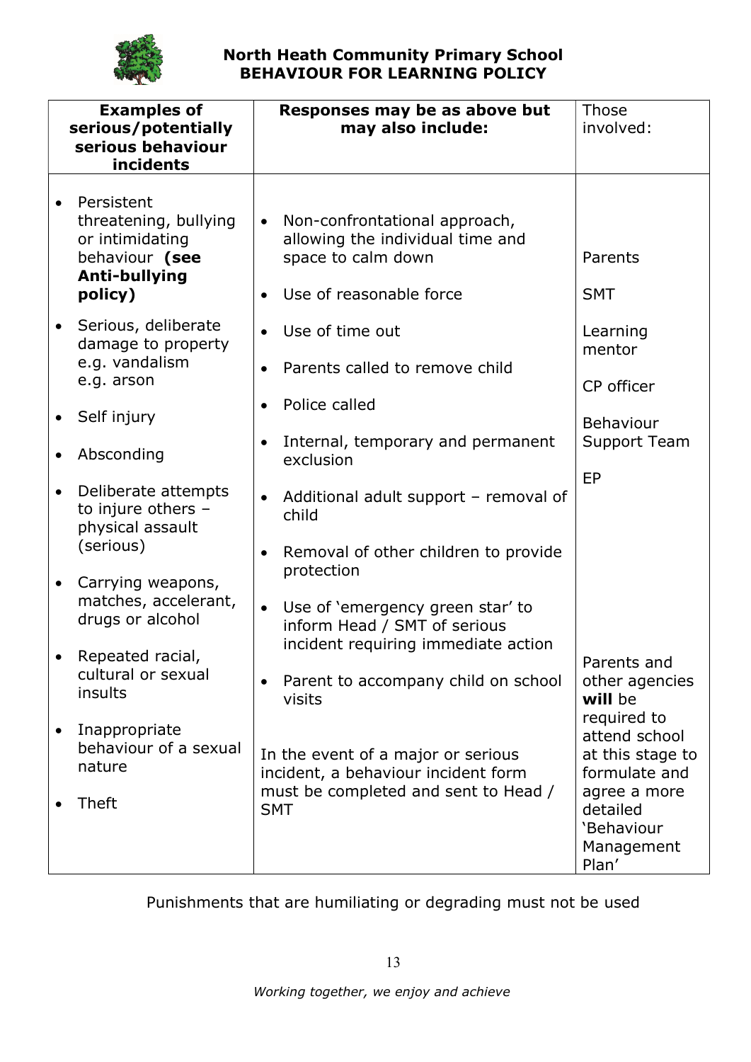| Examples of serious/potentially serious behaviour incidents | Responses may be as above but may also include: | Those involved: |
|---|---|---|
| • Persistent threatening, bullying or intimidating behaviour **(see Anti-bullying policy)**<br>• Serious, deliberate damage to property e.g. vandalism e.g. arson<br>• Self injury<br>• Absconding<br>• Deliberate attempts to injure others – physical assault (serious)<br>• Carrying weapons, matches, accelerant, drugs or alcohol<br>• Repeated racial, cultural or sexual insults<br>• Inappropriate behaviour of a sexual nature<br>• Theft | • Non-confrontational approach, allowing the individual time and space to calm down<br>• Use of reasonable force<br>• Use of time out<br>• Parents called to remove child<br>• Police called<br>• Internal, temporary and permanent exclusion<br>• Additional adult support – removal of child<br>• Removal of other children to provide protection<br>• Use of 'emergency green star' to inform Head / SMT of serious incident requiring immediate action<br>• Parent to accompany child on school visits<br><br>In the event of a major or serious incident, a behaviour incident form must be completed and sent to Head / SMT | Parents<br><br>SMT<br><br>Learning mentor<br><br>CP officer<br><br>Behaviour Support Team<br><br>EP<br><br>Parents and other agencies **will** be required to attend school at this stage to formulate and agree a more detailed 'Behaviour Management Plan' |

Punishments that are humiliating or degrading must not be used

*Working together, we enjoy and achieve*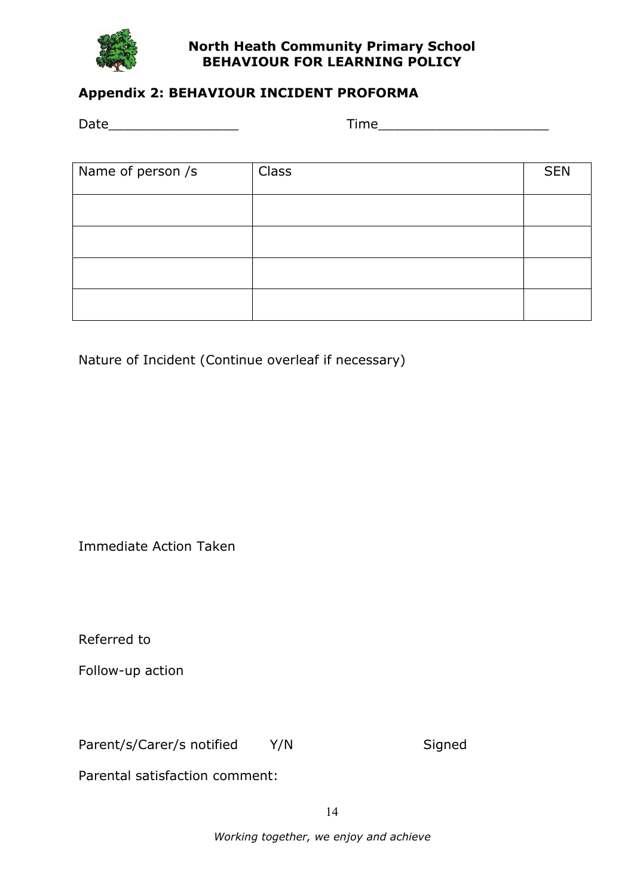North Heath Community Primary School
BEHAVIOUR FOR LEARNING POLICY

## Appendix 2: BEHAVIOUR INCIDENT PROFORMA

Date________________ Time_____________________

| Name of person /s | Class | SEN |
|---|---|---|
| | | |
| | | |
| | | |
| | | |

Nature of Incident (Continue overleaf if necessary)

Immediate Action Taken

Referred to

Follow-up action

Parent/s/Carer/s notified Y/N Signed

Parental satisfaction comment:

*Working together, we enjoy and achieve*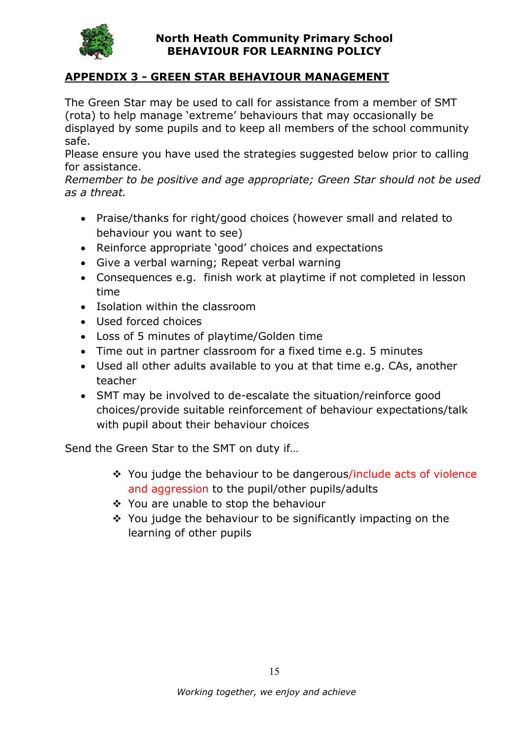## APPENDIX 3 - GREEN STAR BEHAVIOUR MANAGEMENT

The Green Star may be used to call for assistance from a member of SMT (rota) to help manage 'extreme' behaviours that may occasionally be displayed by some pupils and to keep all members of the school community safe.
Please ensure you have used the strategies suggested below prior to calling for assistance.
*Remember to be positive and age appropriate; Green Star should not be used as a threat.*

- Praise/thanks for right/good choices (however small and related to behaviour you want to see)
- Reinforce appropriate 'good' choices and expectations
- Give a verbal warning; Repeat verbal warning
- Consequences e.g. finish work at playtime if not completed in lesson time
- Isolation within the classroom
- Used forced choices
- Loss of 5 minutes of playtime/Golden time
- Time out in partner classroom for a fixed time e.g. 5 minutes
- Used all other adults available to you at that time e.g. CAs, another teacher
- SMT may be involved to de-escalate the situation/reinforce good choices/provide suitable reinforcement of behaviour expectations/talk with pupil about their behaviour choices

Send the Green Star to the SMT on duty if…

- ❖ You judge the behaviour to be dangerous/include acts of violence and aggression to the pupil/other pupils/adults
- ❖ You are unable to stop the behaviour
- ❖ You judge the behaviour to be significantly impacting on the learning of other pupils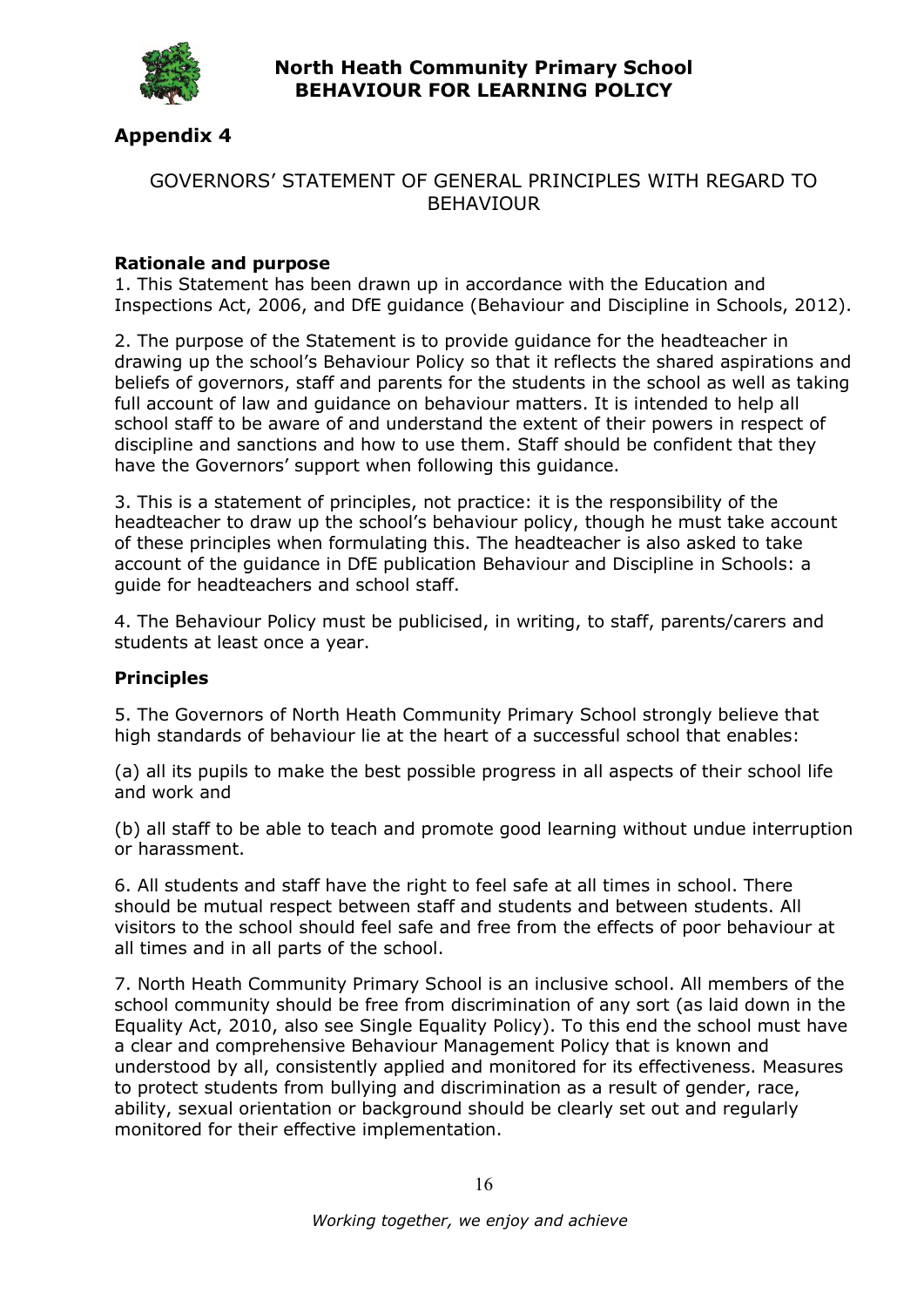## Appendix 4

GOVERNORS' STATEMENT OF GENERAL PRINCIPLES WITH REGARD TO BEHAVIOUR

**Rationale and purpose**

1. This Statement has been drawn up in accordance with the Education and Inspections Act, 2006, and DfE guidance (Behaviour and Discipline in Schools, 2012).

2. The purpose of the Statement is to provide guidance for the headteacher in drawing up the school's Behaviour Policy so that it reflects the shared aspirations and beliefs of governors, staff and parents for the students in the school as well as taking full account of law and guidance on behaviour matters. It is intended to help all school staff to be aware of and understand the extent of their powers in respect of discipline and sanctions and how to use them. Staff should be confident that they have the Governors' support when following this guidance.

3. This is a statement of principles, not practice: it is the responsibility of the headteacher to draw up the school's behaviour policy, though he must take account of these principles when formulating this. The headteacher is also asked to take account of the guidance in DfE publication Behaviour and Discipline in Schools: a guide for headteachers and school staff.

4. The Behaviour Policy must be publicised, in writing, to staff, parents/carers and students at least once a year.

**Principles**

5. The Governors of North Heath Community Primary School strongly believe that high standards of behaviour lie at the heart of a successful school that enables:

(a) all its pupils to make the best possible progress in all aspects of their school life and work and

(b) all staff to be able to teach and promote good learning without undue interruption or harassment.

6. All students and staff have the right to feel safe at all times in school. There should be mutual respect between staff and students and between students. All visitors to the school should feel safe and free from the effects of poor behaviour at all times and in all parts of the school.

7. North Heath Community Primary School is an inclusive school. All members of the school community should be free from discrimination of any sort (as laid down in the Equality Act, 2010, also see Single Equality Policy). To this end the school must have a clear and comprehensive Behaviour Management Policy that is known and understood by all, consistently applied and monitored for its effectiveness. Measures to protect students from bullying and discrimination as a result of gender, race, ability, sexual orientation or background should be clearly set out and regularly monitored for their effective implementation.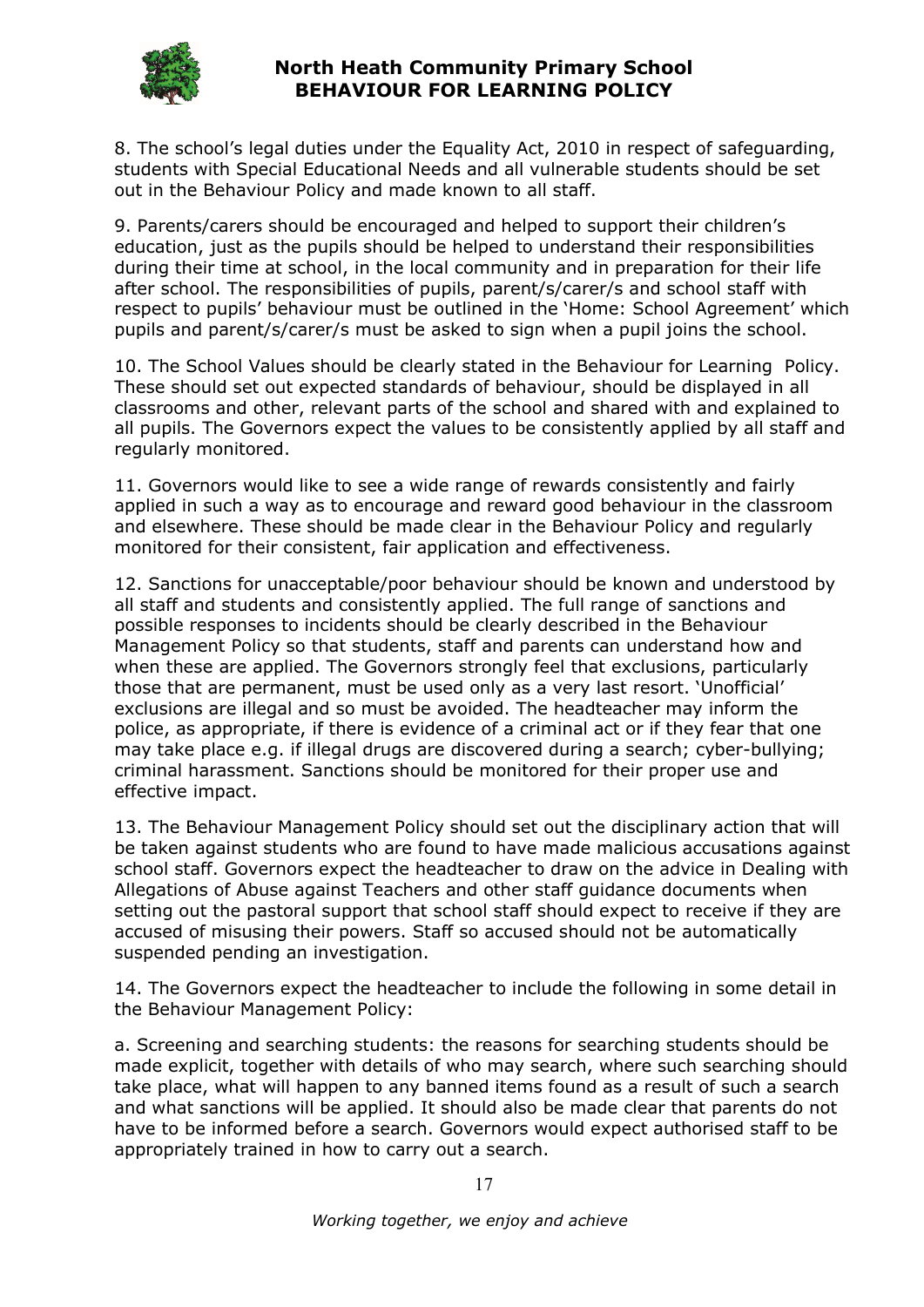8. The school's legal duties under the Equality Act, 2010 in respect of safeguarding, students with Special Educational Needs and all vulnerable students should be set out in the Behaviour Policy and made known to all staff.

9. Parents/carers should be encouraged and helped to support their children's education, just as the pupils should be helped to understand their responsibilities during their time at school, in the local community and in preparation for their life after school. The responsibilities of pupils, parent/s/carer/s and school staff with respect to pupils' behaviour must be outlined in the 'Home: School Agreement' which pupils and parent/s/carer/s must be asked to sign when a pupil joins the school.

10. The School Values should be clearly stated in the Behaviour for Learning Policy. These should set out expected standards of behaviour, should be displayed in all classrooms and other, relevant parts of the school and shared with and explained to all pupils. The Governors expect the values to be consistently applied by all staff and regularly monitored.

11. Governors would like to see a wide range of rewards consistently and fairly applied in such a way as to encourage and reward good behaviour in the classroom and elsewhere. These should be made clear in the Behaviour Policy and regularly monitored for their consistent, fair application and effectiveness.

12. Sanctions for unacceptable/poor behaviour should be known and understood by all staff and students and consistently applied. The full range of sanctions and possible responses to incidents should be clearly described in the Behaviour Management Policy so that students, staff and parents can understand how and when these are applied. The Governors strongly feel that exclusions, particularly those that are permanent, must be used only as a very last resort. 'Unofficial' exclusions are illegal and so must be avoided. The headteacher may inform the police, as appropriate, if there is evidence of a criminal act or if they fear that one may take place e.g. if illegal drugs are discovered during a search; cyber-bullying; criminal harassment. Sanctions should be monitored for their proper use and effective impact.

13. The Behaviour Management Policy should set out the disciplinary action that will be taken against students who are found to have made malicious accusations against school staff. Governors expect the headteacher to draw on the advice in Dealing with Allegations of Abuse against Teachers and other staff guidance documents when setting out the pastoral support that school staff should expect to receive if they are accused of misusing their powers. Staff so accused should not be automatically suspended pending an investigation.

14. The Governors expect the headteacher to include the following in some detail in the Behaviour Management Policy:

a. Screening and searching students: the reasons for searching students should be made explicit, together with details of who may search, where such searching should take place, what will happen to any banned items found as a result of such a search and what sanctions will be applied. It should also be made clear that parents do not have to be informed before a search. Governors would expect authorised staff to be appropriately trained in how to carry out a search.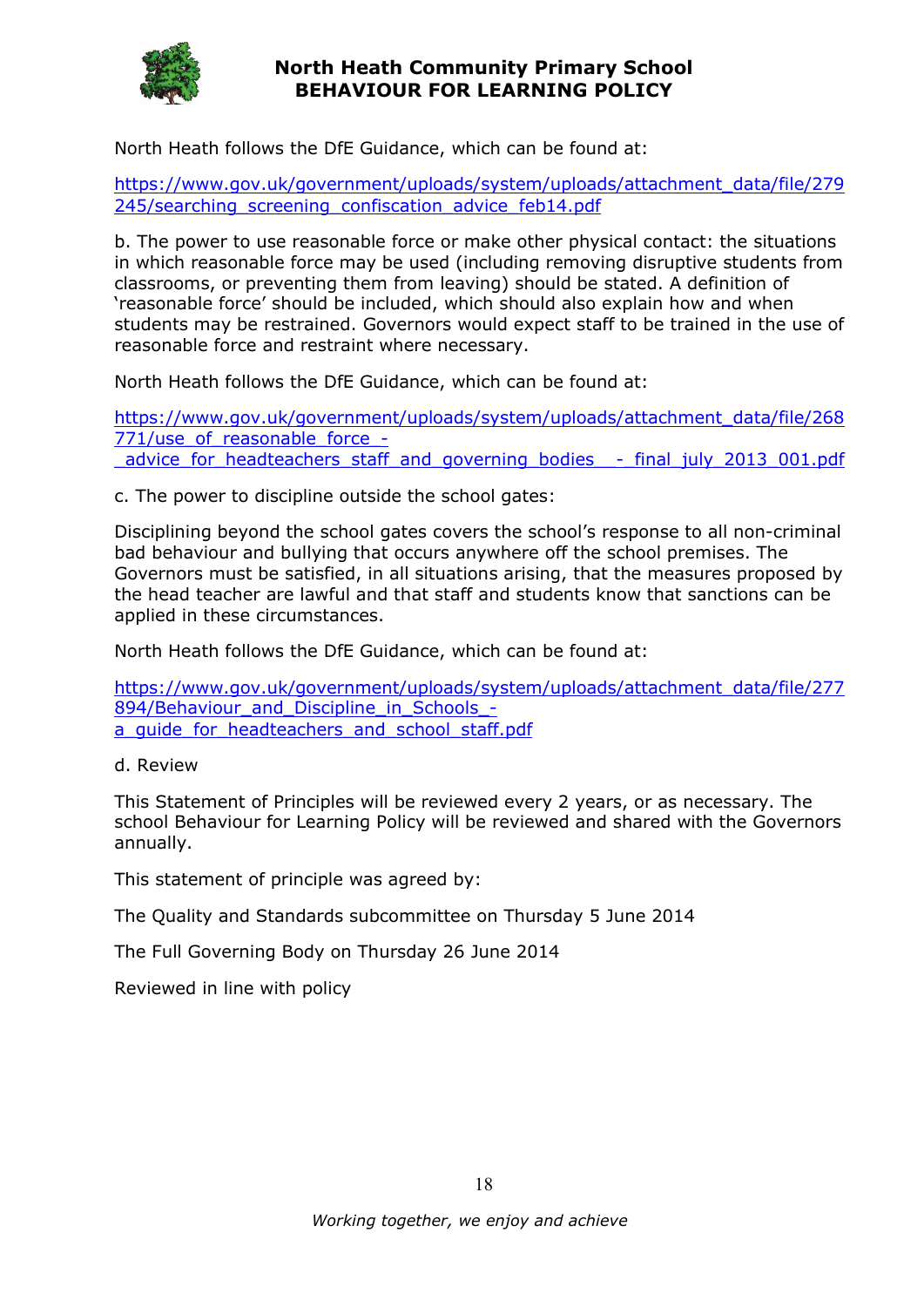North Heath follows the DfE Guidance, which can be found at:

https://www.gov.uk/government/uploads/system/uploads/attachment_data/file/279245/searching_screening_confiscation_advice_feb14.pdf

b. The power to use reasonable force or make other physical contact: the situations in which reasonable force may be used (including removing disruptive students from classrooms, or preventing them from leaving) should be stated. A definition of 'reasonable force' should be included, which should also explain how and when students may be restrained. Governors would expect staff to be trained in the use of reasonable force and restraint where necessary.

North Heath follows the DfE Guidance, which can be found at:

https://www.gov.uk/government/uploads/system/uploads/attachment_data/file/268771/use_of_reasonable_force_-_advice_for_headteachers_staff_and_governing_bodies__-_final_july_2013_001.pdf

c. The power to discipline outside the school gates:

Disciplining beyond the school gates covers the school's response to all non-criminal bad behaviour and bullying that occurs anywhere off the school premises. The Governors must be satisfied, in all situations arising, that the measures proposed by the head teacher are lawful and that staff and students know that sanctions can be applied in these circumstances.

North Heath follows the DfE Guidance, which can be found at:

https://www.gov.uk/government/uploads/system/uploads/attachment_data/file/277894/Behaviour_and_Discipline_in_Schools_-_a_guide_for_headteachers_and_school_staff.pdf

d. Review

This Statement of Principles will be reviewed every 2 years, or as necessary. The school Behaviour for Learning Policy will be reviewed and shared with the Governors annually.

This statement of principle was agreed by:

The Quality and Standards subcommittee on Thursday 5 June 2014

The Full Governing Body on Thursday 26 June 2014

Reviewed in line with policy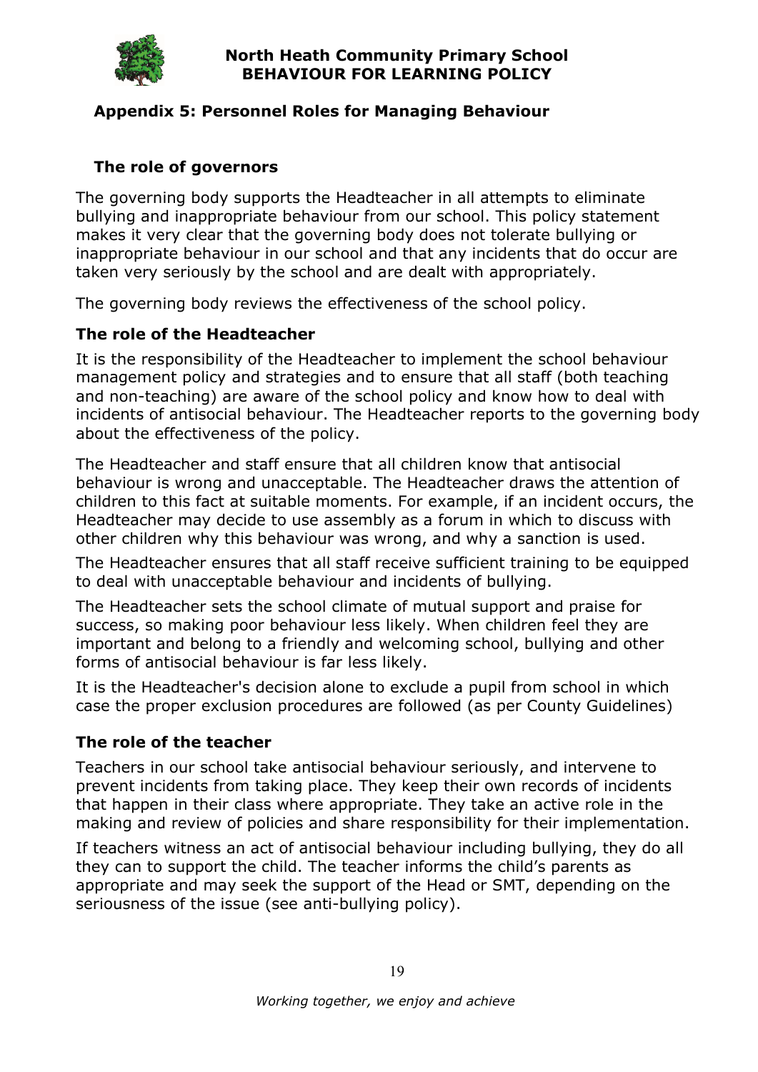## Appendix 5: Personnel Roles for Managing Behaviour

### The role of governors

The governing body supports the Headteacher in all attempts to eliminate bullying and inappropriate behaviour from our school. This policy statement makes it very clear that the governing body does not tolerate bullying or inappropriate behaviour in our school and that any incidents that do occur are taken very seriously by the school and are dealt with appropriately.

The governing body reviews the effectiveness of the school policy.

### The role of the Headteacher

It is the responsibility of the Headteacher to implement the school behaviour management policy and strategies and to ensure that all staff (both teaching and non-teaching) are aware of the school policy and know how to deal with incidents of antisocial behaviour. The Headteacher reports to the governing body about the effectiveness of the policy.

The Headteacher and staff ensure that all children know that antisocial behaviour is wrong and unacceptable. The Headteacher draws the attention of children to this fact at suitable moments. For example, if an incident occurs, the Headteacher may decide to use assembly as a forum in which to discuss with other children why this behaviour was wrong, and why a sanction is used.

The Headteacher ensures that all staff receive sufficient training to be equipped to deal with unacceptable behaviour and incidents of bullying.

The Headteacher sets the school climate of mutual support and praise for success, so making poor behaviour less likely. When children feel they are important and belong to a friendly and welcoming school, bullying and other forms of antisocial behaviour is far less likely.

It is the Headteacher's decision alone to exclude a pupil from school in which case the proper exclusion procedures are followed (as per County Guidelines)

### The role of the teacher

Teachers in our school take antisocial behaviour seriously, and intervene to prevent incidents from taking place. They keep their own records of incidents that happen in their class where appropriate. They take an active role in the making and review of policies and share responsibility for their implementation.

If teachers witness an act of antisocial behaviour including bullying, they do all they can to support the child. The teacher informs the child's parents as appropriate and may seek the support of the Head or SMT, depending on the seriousness of the issue (see anti-bullying policy).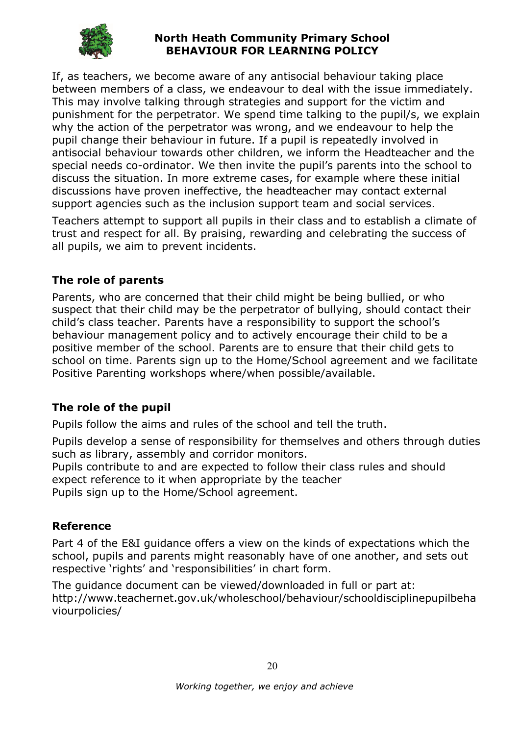If, as teachers, we become aware of any antisocial behaviour taking place between members of a class, we endeavour to deal with the issue immediately. This may involve talking through strategies and support for the victim and punishment for the perpetrator. We spend time talking to the pupil/s, we explain why the action of the perpetrator was wrong, and we endeavour to help the pupil change their behaviour in future. If a pupil is repeatedly involved in antisocial behaviour towards other children, we inform the Headteacher and the special needs co-ordinator. We then invite the pupil's parents into the school to discuss the situation. In more extreme cases, for example where these initial discussions have proven ineffective, the headteacher may contact external support agencies such as the inclusion support team and social services.

Teachers attempt to support all pupils in their class and to establish a climate of trust and respect for all. By praising, rewarding and celebrating the success of all pupils, we aim to prevent incidents.

### The role of parents

Parents, who are concerned that their child might be being bullied, or who suspect that their child may be the perpetrator of bullying, should contact their child's class teacher. Parents have a responsibility to support the school's behaviour management policy and to actively encourage their child to be a positive member of the school. Parents are to ensure that their child gets to school on time. Parents sign up to the Home/School agreement and we facilitate Positive Parenting workshops where/when possible/available.

### The role of the pupil

Pupils follow the aims and rules of the school and tell the truth.

Pupils develop a sense of responsibility for themselves and others through duties such as library, assembly and corridor monitors.
Pupils contribute to and are expected to follow their class rules and should expect reference to it when appropriate by the teacher
Pupils sign up to the Home/School agreement.

### Reference

Part 4 of the E&I guidance offers a view on the kinds of expectations which the school, pupils and parents might reasonably have of one another, and sets out respective 'rights' and 'responsibilities' in chart form.

The guidance document can be viewed/downloaded in full or part at: http://www.teachernet.gov.uk/wholeschool/behaviour/schooldisciplinepupilbehaviourpolicies/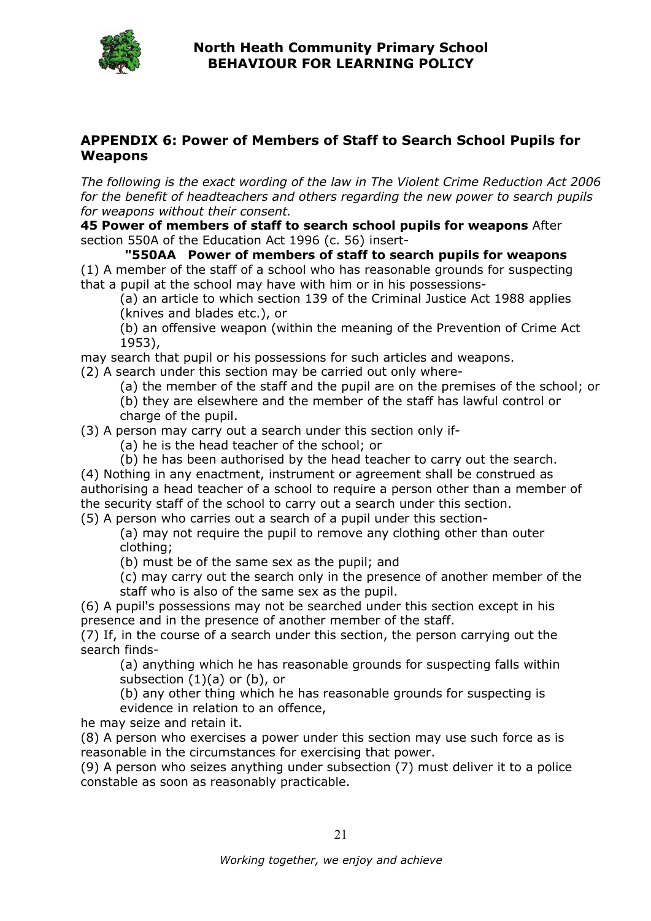## APPENDIX 6: Power of Members of Staff to Search School Pupils for Weapons

*The following is the exact wording of the law in The Violent Crime Reduction Act 2006 for the benefit of headteachers and others regarding the new power to search pupils for weapons without their consent.*

**45 Power of members of staff to search school pupils for weapons** After section 550A of the Education Act 1996 (c. 56) insert-

**"550AA Power of members of staff to search pupils for weapons**

(1) A member of the staff of a school who has reasonable grounds for suspecting that a pupil at the school may have with him or in his possessions-

(a) an article to which section 139 of the Criminal Justice Act 1988 applies (knives and blades etc.), or

(b) an offensive weapon (within the meaning of the Prevention of Crime Act 1953),

may search that pupil or his possessions for such articles and weapons.

(2) A search under this section may be carried out only where-

(a) the member of the staff and the pupil are on the premises of the school; or

(b) they are elsewhere and the member of the staff has lawful control or charge of the pupil.

(3) A person may carry out a search under this section only if-

(a) he is the head teacher of the school; or

(b) he has been authorised by the head teacher to carry out the search.

(4) Nothing in any enactment, instrument or agreement shall be construed as authorising a head teacher of a school to require a person other than a member of the security staff of the school to carry out a search under this section.

(5) A person who carries out a search of a pupil under this section-

(a) may not require the pupil to remove any clothing other than outer clothing;

(b) must be of the same sex as the pupil; and

(c) may carry out the search only in the presence of another member of the staff who is also of the same sex as the pupil.

(6) A pupil's possessions may not be searched under this section except in his presence and in the presence of another member of the staff.

(7) If, in the course of a search under this section, the person carrying out the search finds-

(a) anything which he has reasonable grounds for suspecting falls within subsection (1)(a) or (b), or

(b) any other thing which he has reasonable grounds for suspecting is evidence in relation to an offence,

he may seize and retain it.

(8) A person who exercises a power under this section may use such force as is reasonable in the circumstances for exercising that power.

(9) A person who seizes anything under subsection (7) must deliver it to a police constable as soon as reasonably practicable.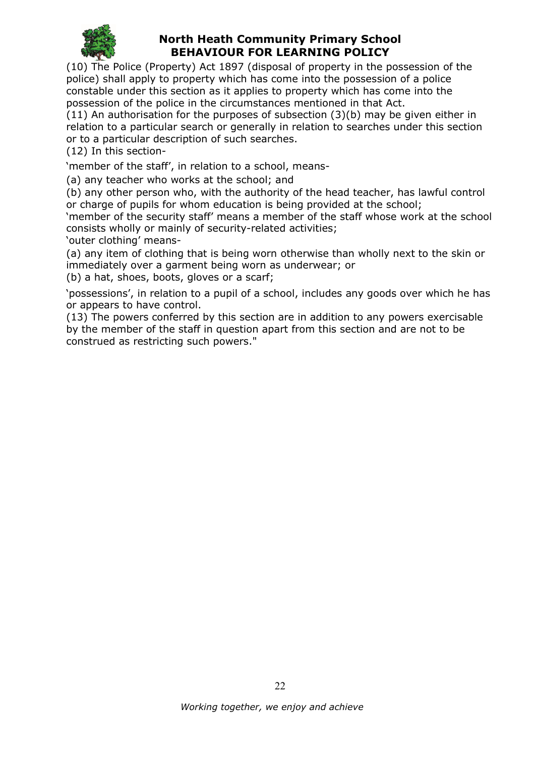(10) The Police (Property) Act 1897 (disposal of property in the possession of the police) shall apply to property which has come into the possession of a police constable under this section as it applies to property which has come into the possession of the police in the circumstances mentioned in that Act.

(11) An authorisation for the purposes of subsection (3)(b) may be given either in relation to a particular search or generally in relation to searches under this section or to a particular description of such searches.

(12) In this section-

'member of the staff', in relation to a school, means-

(a) any teacher who works at the school; and

(b) any other person who, with the authority of the head teacher, has lawful control or charge of pupils for whom education is being provided at the school;

'member of the security staff' means a member of the staff whose work at the school consists wholly or mainly of security-related activities;

'outer clothing' means-

(a) any item of clothing that is being worn otherwise than wholly next to the skin or immediately over a garment being worn as underwear; or

(b) a hat, shoes, boots, gloves or a scarf;

'possessions', in relation to a pupil of a school, includes any goods over which he has or appears to have control.

(13) The powers conferred by this section are in addition to any powers exercisable by the member of the staff in question apart from this section and are not to be construed as restricting such powers."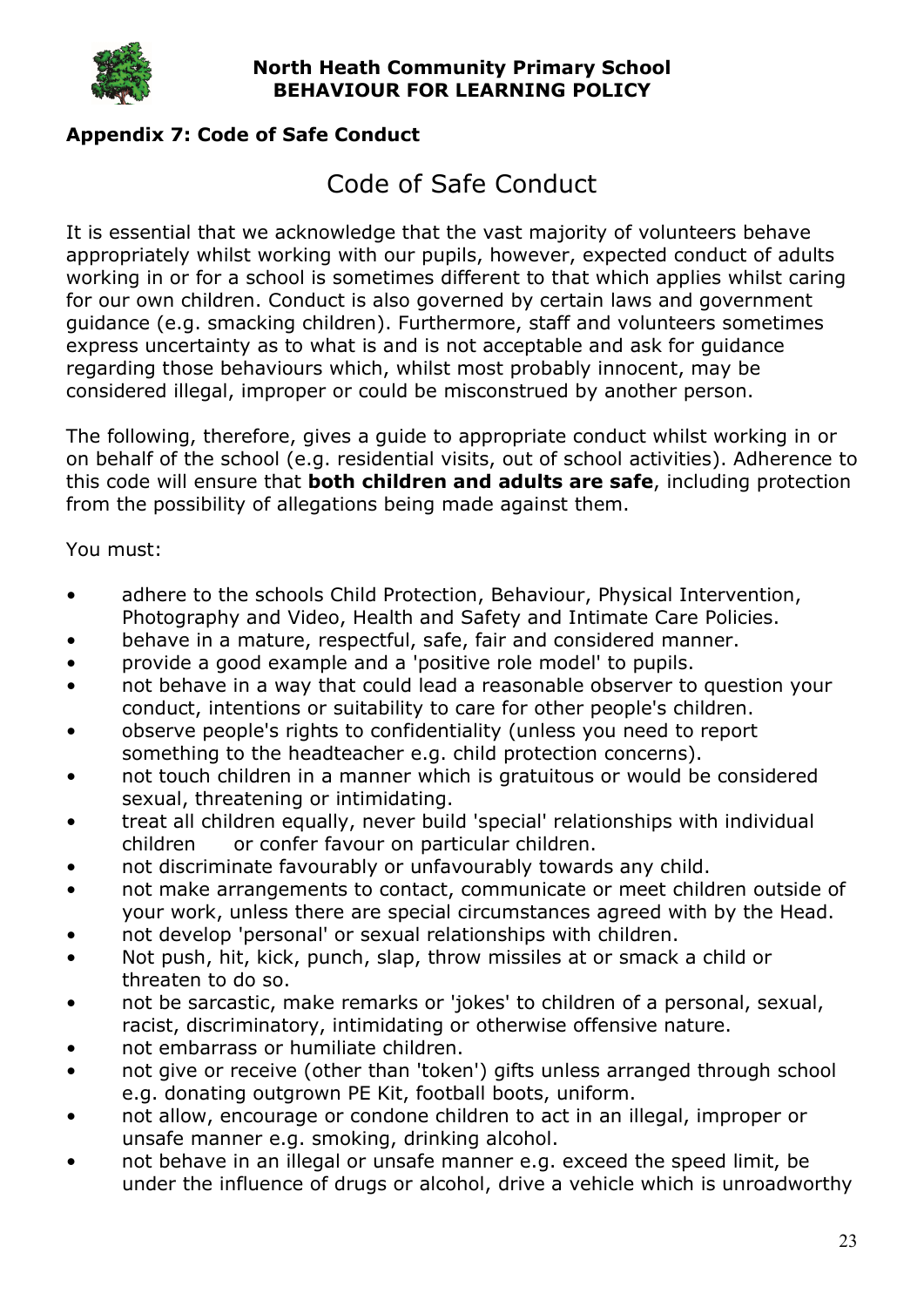## Appendix 7: Code of Safe Conduct

# Code of Safe Conduct

It is essential that we acknowledge that the vast majority of volunteers behave appropriately whilst working with our pupils, however, expected conduct of adults working in or for a school is sometimes different to that which applies whilst caring for our own children. Conduct is also governed by certain laws and government guidance (e.g. smacking children). Furthermore, staff and volunteers sometimes express uncertainty as to what is and is not acceptable and ask for guidance regarding those behaviours which, whilst most probably innocent, may be considered illegal, improper or could be misconstrued by another person.

The following, therefore, gives a guide to appropriate conduct whilst working in or on behalf of the school (e.g. residential visits, out of school activities). Adherence to this code will ensure that **both children and adults are safe**, including protection from the possibility of allegations being made against them.

You must:

- adhere to the schools Child Protection, Behaviour, Physical Intervention, Photography and Video, Health and Safety and Intimate Care Policies.
- behave in a mature, respectful, safe, fair and considered manner.
- provide a good example and a 'positive role model' to pupils.
- not behave in a way that could lead a reasonable observer to question your conduct, intentions or suitability to care for other people's children.
- observe people's rights to confidentiality (unless you need to report something to the headteacher e.g. child protection concerns).
- not touch children in a manner which is gratuitous or would be considered sexual, threatening or intimidating.
- treat all children equally, never build 'special' relationships with individual children or confer favour on particular children.
- not discriminate favourably or unfavourably towards any child.
- not make arrangements to contact, communicate or meet children outside of your work, unless there are special circumstances agreed with by the Head.
- not develop 'personal' or sexual relationships with children.
- Not push, hit, kick, punch, slap, throw missiles at or smack a child or threaten to do so.
- not be sarcastic, make remarks or 'jokes' to children of a personal, sexual, racist, discriminatory, intimidating or otherwise offensive nature.
- not embarrass or humiliate children.
- not give or receive (other than 'token') gifts unless arranged through school e.g. donating outgrown PE Kit, football boots, uniform.
- not allow, encourage or condone children to act in an illegal, improper or unsafe manner e.g. smoking, drinking alcohol.
- not behave in an illegal or unsafe manner e.g. exceed the speed limit, be under the influence of drugs or alcohol, drive a vehicle which is unroadworthy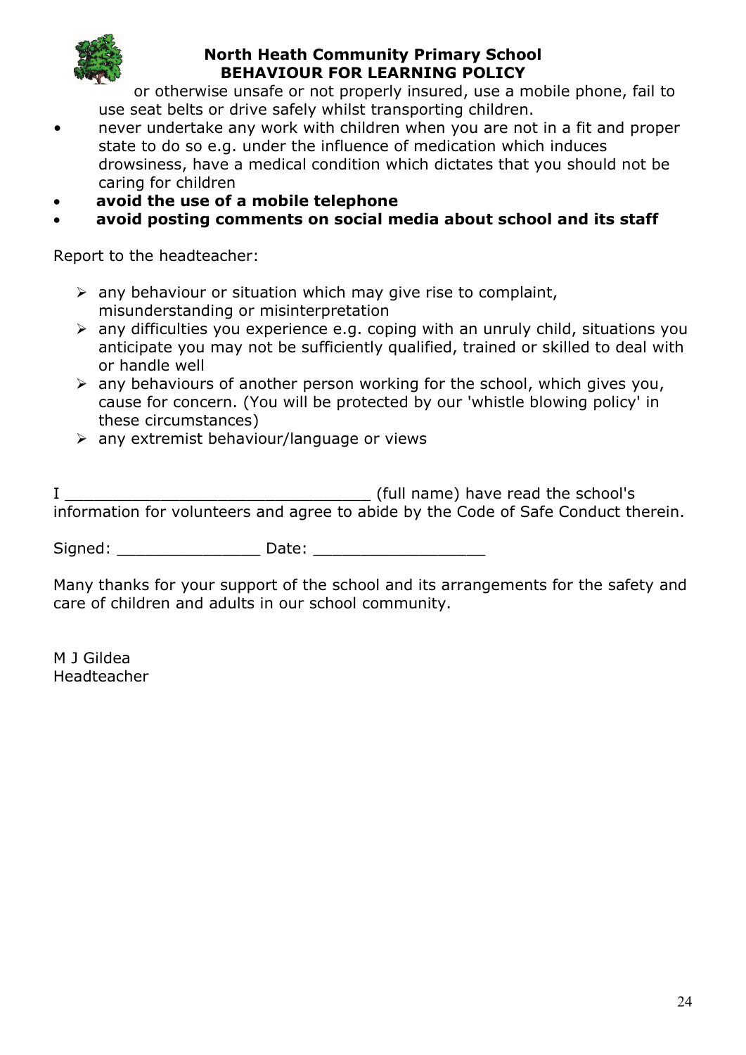or otherwise unsafe or not properly insured, use a mobile phone, fail to use seat belts or drive safely whilst transporting children.

- never undertake any work with children when you are not in a fit and proper state to do so e.g. under the influence of medication which induces drowsiness, have a medical condition which dictates that you should not be caring for children
- **avoid the use of a mobile telephone**
- **avoid posting comments on social media about school and its staff**

Report to the headteacher:

- any behaviour or situation which may give rise to complaint, misunderstanding or misinterpretation
- any difficulties you experience e.g. coping with an unruly child, situations you anticipate you may not be sufficiently qualified, trained or skilled to deal with or handle well
- any behaviours of another person working for the school, which gives you, cause for concern. (You will be protected by our 'whistle blowing policy' in these circumstances)
- any extremist behaviour/language or views

I ________________________________ (full name) have read the school's information for volunteers and agree to abide by the Code of Safe Conduct therein.

Signed: _______________ Date: __________________

Many thanks for your support of the school and its arrangements for the safety and care of children and adults in our school community.

M J Gildea
Headteacher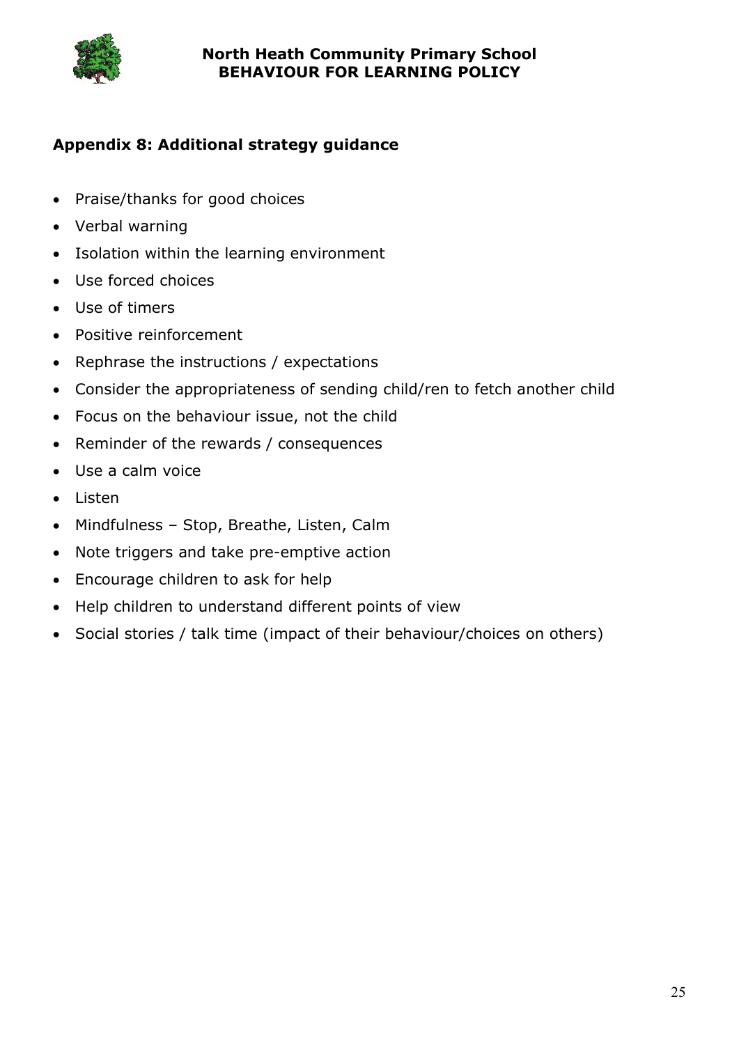## Appendix 8: Additional strategy guidance

- Praise/thanks for good choices
- Verbal warning
- Isolation within the learning environment
- Use forced choices
- Use of timers
- Positive reinforcement
- Rephrase the instructions / expectations
- Consider the appropriateness of sending child/ren to fetch another child
- Focus on the behaviour issue, not the child
- Reminder of the rewards / consequences
- Use a calm voice
- Listen
- Mindfulness – Stop, Breathe, Listen, Calm
- Note triggers and take pre-emptive action
- Encourage children to ask for help
- Help children to understand different points of view
- Social stories / talk time (impact of their behaviour/choices on others)